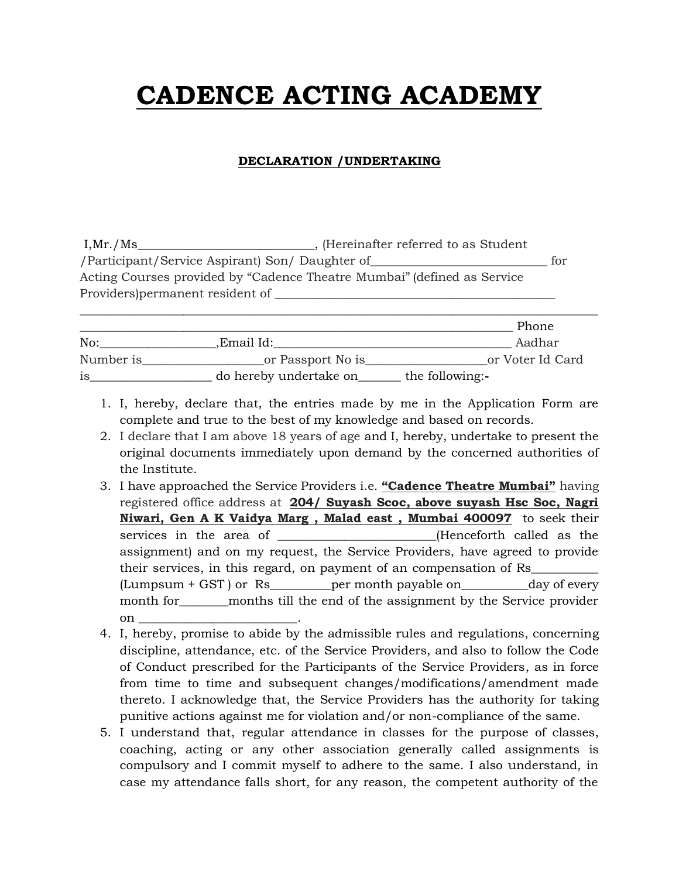# CADENCE ACTING ACADEMY

## DECLARATION /UNDERTAKING

I,Mr./Ms____________________________, (Hereinafter referred to as Student /Participant/Service Aspirant) Son/ Daughter of____________________________ for Acting Courses provided by "Cadence Theatre Mumbai" (defined as Service Providers)permanent resident of _____________________________________________ ______________________________________________________________________________ _________________________________________________________________________ Phone No:__________________,Email Id:_______________________________________ Aadhar Number is___________________or Passport No is___________________or Voter Id Card is___________________ do hereby undertake on_______ the following:-

1. I, hereby, declare that, the entries made by me in the Application Form are complete and true to the best of my knowledge and based on records.
2. I declare that I am above 18 years of age and I, hereby, undertake to present the original documents immediately upon demand by the concerned authorities of the Institute.
3. I have approached the Service Providers i.e. **"Cadence Theatre Mumbai"** having registered office address at **204/ Suyash Scoc, above suyash Hsc Soc, Nagri Niwari, Gen A K Vaidya Marg , Malad east , Mumbai 400097** to seek their services in the area of _________________________(Henceforth called as the assignment) and on my request, the Service Providers, have agreed to provide their services, in this regard, on payment of an compensation of Rs__________ (Lumpsum + GST ) or Rs_________per month payable on__________day of every month for________months till the end of the assignment by the Service provider on _________________________.
4. I, hereby, promise to abide by the admissible rules and regulations, concerning discipline, attendance, etc. of the Service Providers, and also to follow the Code of Conduct prescribed for the Participants of the Service Providers, as in force from time to time and subsequent changes/modifications/amendment made thereto. I acknowledge that, the Service Providers has the authority for taking punitive actions against me for violation and/or non-compliance of the same.
5. I understand that, regular attendance in classes for the purpose of classes, coaching, acting or any other association generally called assignments is compulsory and I commit myself to adhere to the same. I also understand, in case my attendance falls short, for any reason, the competent authority of the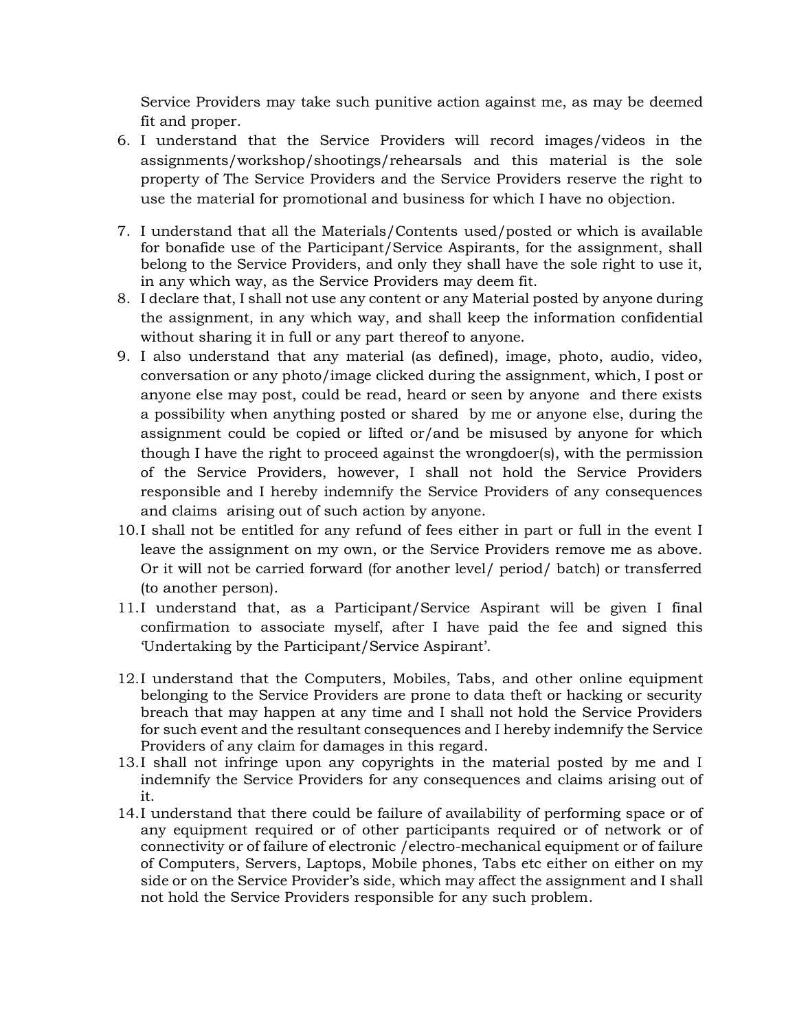Service Providers may take such punitive action against me, as may be deemed fit and proper.

6. I understand that the Service Providers will record images/videos in the assignments/workshop/shootings/rehearsals and this material is the sole property of The Service Providers and the Service Providers reserve the right to use the material for promotional and business for which I have no objection.

7. I understand that all the Materials/Contents used/posted or which is available for bonafide use of the Participant/Service Aspirants, for the assignment, shall belong to the Service Providers, and only they shall have the sole right to use it, in any which way, as the Service Providers may deem fit.
8. I declare that, I shall not use any content or any Material posted by anyone during the assignment, in any which way, and shall keep the information confidential without sharing it in full or any part thereof to anyone.
9. I also understand that any material (as defined), image, photo, audio, video, conversation or any photo/image clicked during the assignment, which, I post or anyone else may post, could be read, heard or seen by anyone and there exists a possibility when anything posted or shared by me or anyone else, during the assignment could be copied or lifted or/and be misused by anyone for which though I have the right to proceed against the wrongdoer(s), with the permission of the Service Providers, however, I shall not hold the Service Providers responsible and I hereby indemnify the Service Providers of any consequences and claims arising out of such action by anyone.
10. I shall not be entitled for any refund of fees either in part or full in the event I leave the assignment on my own, or the Service Providers remove me as above. Or it will not be carried forward (for another level/ period/ batch) or transferred (to another person).
11. I understand that, as a Participant/Service Aspirant will be given I final confirmation to associate myself, after I have paid the fee and signed this 'Undertaking by the Participant/Service Aspirant'.

12. I understand that the Computers, Mobiles, Tabs, and other online equipment belonging to the Service Providers are prone to data theft or hacking or security breach that may happen at any time and I shall not hold the Service Providers for such event and the resultant consequences and I hereby indemnify the Service Providers of any claim for damages in this regard.
13. I shall not infringe upon any copyrights in the material posted by me and I indemnify the Service Providers for any consequences and claims arising out of it.
14. I understand that there could be failure of availability of performing space or of any equipment required or of other participants required or of network or of connectivity or of failure of electronic /electro-mechanical equipment or of failure of Computers, Servers, Laptops, Mobile phones, Tabs etc either on either on my side or on the Service Provider's side, which may affect the assignment and I shall not hold the Service Providers responsible for any such problem.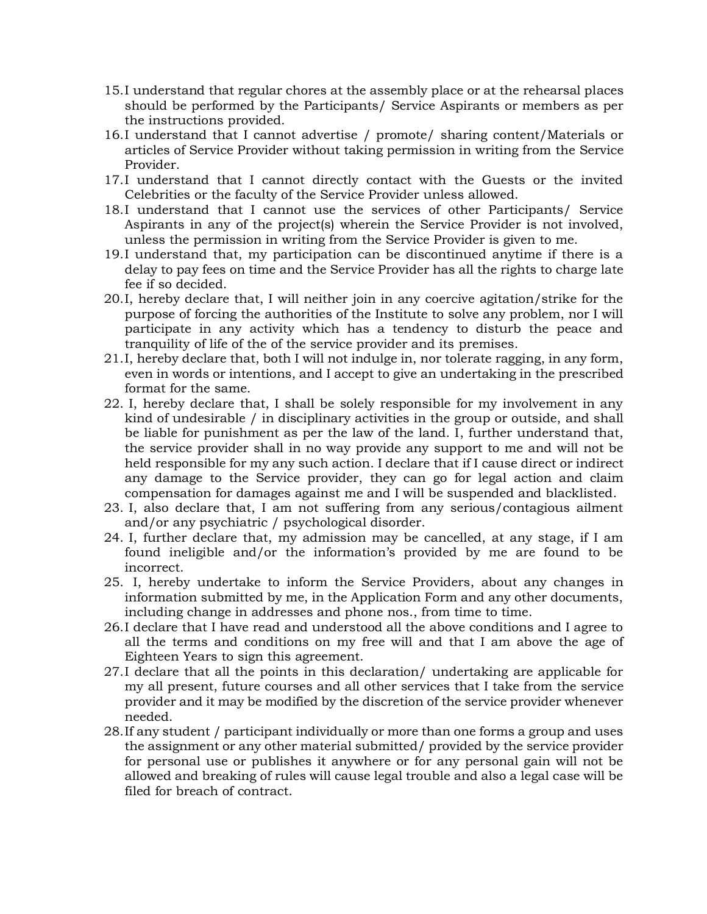15. I understand that regular chores at the assembly place or at the rehearsal places should be performed by the Participants/ Service Aspirants or members as per the instructions provided.
16. I understand that I cannot advertise / promote/ sharing content/Materials or articles of Service Provider without taking permission in writing from the Service Provider.
17. I understand that I cannot directly contact with the Guests or the invited Celebrities or the faculty of the Service Provider unless allowed.
18. I understand that I cannot use the services of other Participants/ Service Aspirants in any of the project(s) wherein the Service Provider is not involved, unless the permission in writing from the Service Provider is given to me.
19. I understand that, my participation can be discontinued anytime if there is a delay to pay fees on time and the Service Provider has all the rights to charge late fee if so decided.
20. I, hereby declare that, I will neither join in any coercive agitation/strike for the purpose of forcing the authorities of the Institute to solve any problem, nor I will participate in any activity which has a tendency to disturb the peace and tranquility of life of the of the service provider and its premises.
21. I, hereby declare that, both I will not indulge in, nor tolerate ragging, in any form, even in words or intentions, and I accept to give an undertaking in the prescribed format for the same.
22. I, hereby declare that, I shall be solely responsible for my involvement in any kind of undesirable / in disciplinary activities in the group or outside, and shall be liable for punishment as per the law of the land. I, further understand that, the service provider shall in no way provide any support to me and will not be held responsible for my any such action. I declare that if I cause direct or indirect any damage to the Service provider, they can go for legal action and claim compensation for damages against me and I will be suspended and blacklisted.
23. I, also declare that, I am not suffering from any serious/contagious ailment and/or any psychiatric / psychological disorder.
24. I, further declare that, my admission may be cancelled, at any stage, if I am found ineligible and/or the information's provided by me are found to be incorrect.
25. I, hereby undertake to inform the Service Providers, about any changes in information submitted by me, in the Application Form and any other documents, including change in addresses and phone nos., from time to time.
26. I declare that I have read and understood all the above conditions and I agree to all the terms and conditions on my free will and that I am above the age of Eighteen Years to sign this agreement.
27. I declare that all the points in this declaration/ undertaking are applicable for my all present, future courses and all other services that I take from the service provider and it may be modified by the discretion of the service provider whenever needed.
28. If any student / participant individually or more than one forms a group and uses the assignment or any other material submitted/ provided by the service provider for personal use or publishes it anywhere or for any personal gain will not be allowed and breaking of rules will cause legal trouble and also a legal case will be filed for breach of contract.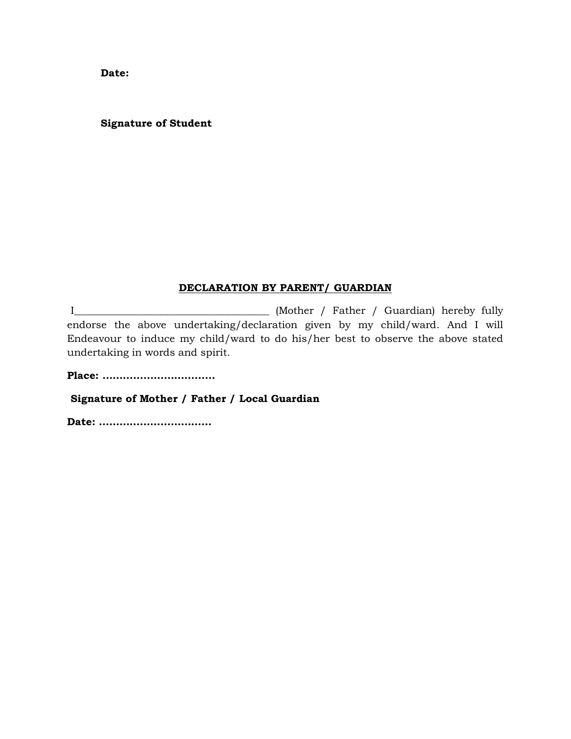**Date:**

**Signature of Student**

**DECLARATION BY PARENT/ GUARDIAN**

I_____________________________________ (Mother / Father / Guardian) hereby fully endorse the above undertaking/declaration given by my child/ward. And I will Endeavour to induce my child/ward to do his/her best to observe the above stated undertaking in words and spirit.

**Place: ................................**

**Signature of Mother / Father / Local Guardian**

**Date: ................................**